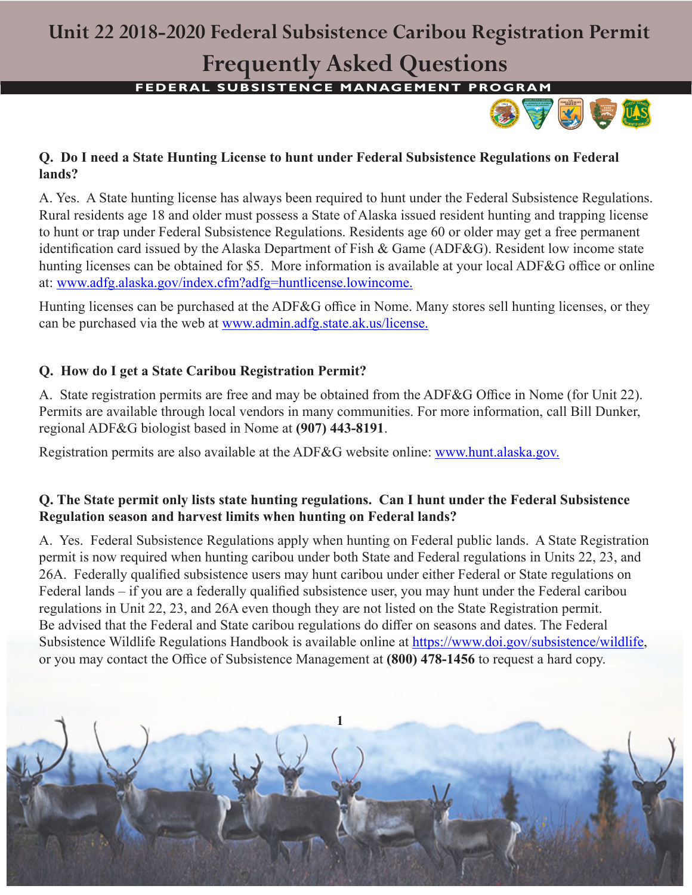# Unit 22 2018-2020 Federal Subsistence Caribou Registration Permit

## Frequently Asked Questions

**FEDERAL SUBSISTENCE MANAGEMENT PROGRAM**

### Q. Do I need a State Hunting License to hunt under Federal Subsistence Regulations on Federal lands?

A. Yes. A State hunting license has always been required to hunt under the Federal Subsistence Regulations. Rural residents age 18 and older must possess a State of Alaska issued resident hunting and trapping license to hunt or trap under Federal Subsistence Regulations. Residents age 60 or older may get a free permanent identification card issued by the Alaska Department of Fish & Game (ADF&G). Resident low income state hunting licenses can be obtained for $5. More information is available at your local ADF&G office or online at: www.adfg.alaska.gov/index.cfm?adfg=huntlicense.lowincome.

Hunting licenses can be purchased at the ADF&G office in Nome. Many stores sell hunting licenses, or they can be purchased via the web at www.admin.adfg.state.ak.us/license.

### Q. How do I get a State Caribou Registration Permit?

A. State registration permits are free and may be obtained from the ADF&G Office in Nome (for Unit 22). Permits are available through local vendors in many communities. For more information, call Bill Dunker, regional ADF&G biologist based in Nome at **(907) 443-8191**.

Registration permits are also available at the ADF&G website online: www.hunt.alaska.gov.

### Q. The State permit only lists state hunting regulations. Can I hunt under the Federal Subsistence Regulation season and harvest limits when hunting on Federal lands?

A. Yes. Federal Subsistence Regulations apply when hunting on Federal public lands. A State Registration permit is now required when hunting caribou under both State and Federal regulations in Units 22, 23, and 26A. Federally qualified subsistence users may hunt caribou under either Federal or State regulations on Federal lands – if you are a federally qualified subsistence user, you may hunt under the Federal caribou regulations in Unit 22, 23, and 26A even though they are not listed on the State Registration permit. Be advised that the Federal and State caribou regulations do differ on seasons and dates. The Federal Subsistence Wildlife Regulations Handbook is available online at https://www.doi.gov/subsistence/wildlife, or you may contact the Office of Subsistence Management at **(800) 478-1456** to request a hard copy.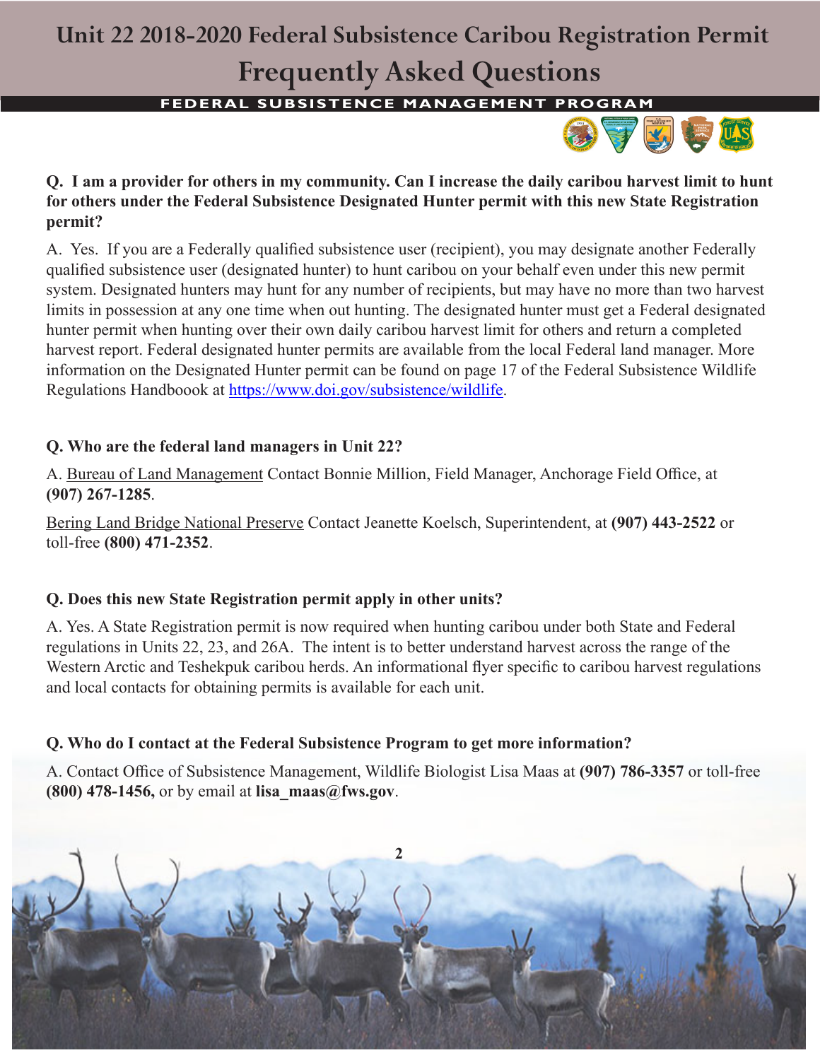# Unit 22 2018-2020 Federal Subsistence Caribou Registration Permit

## Frequently Asked Questions

**FEDERAL SUBSISTENCE MANAGEMENT PROGRAM**

**Q. I am a provider for others in my community. Can I increase the daily caribou harvest limit to hunt for others under the Federal Subsistence Designated Hunter permit with this new State Registration permit?**

A. Yes. If you are a Federally qualified subsistence user (recipient), you may designate another Federally qualified subsistence user (designated hunter) to hunt caribou on your behalf even under this new permit system. Designated hunters may hunt for any number of recipients, but may have no more than two harvest limits in possession at any one time when out hunting. The designated hunter must get a Federal designated hunter permit when hunting over their own daily caribou harvest limit for others and return a completed harvest report. Federal designated hunter permits are available from the local Federal land manager. More information on the Designated Hunter permit can be found on page 17 of the Federal Subsistence Wildlife Regulations Handboook at https://www.doi.gov/subsistence/wildlife.

**Q. Who are the federal land managers in Unit 22?**

A. Bureau of Land Management Contact Bonnie Million, Field Manager, Anchorage Field Office, at **(907) 267-1285**.

Bering Land Bridge National Preserve Contact Jeanette Koelsch, Superintendent, at **(907) 443-2522** or toll-free **(800) 471-2352**.

**Q. Does this new State Registration permit apply in other units?**

A. Yes. A State Registration permit is now required when hunting caribou under both State and Federal regulations in Units 22, 23, and 26A. The intent is to better understand harvest across the range of the Western Arctic and Teshekpuk caribou herds. An informational flyer specific to caribou harvest regulations and local contacts for obtaining permits is available for each unit.

**Q. Who do I contact at the Federal Subsistence Program to get more information?**

A. Contact Office of Subsistence Management, Wildlife Biologist Lisa Maas at **(907) 786-3357** or toll-free **(800) 478-1456,** or by email at **lisa_maas@fws.gov**.